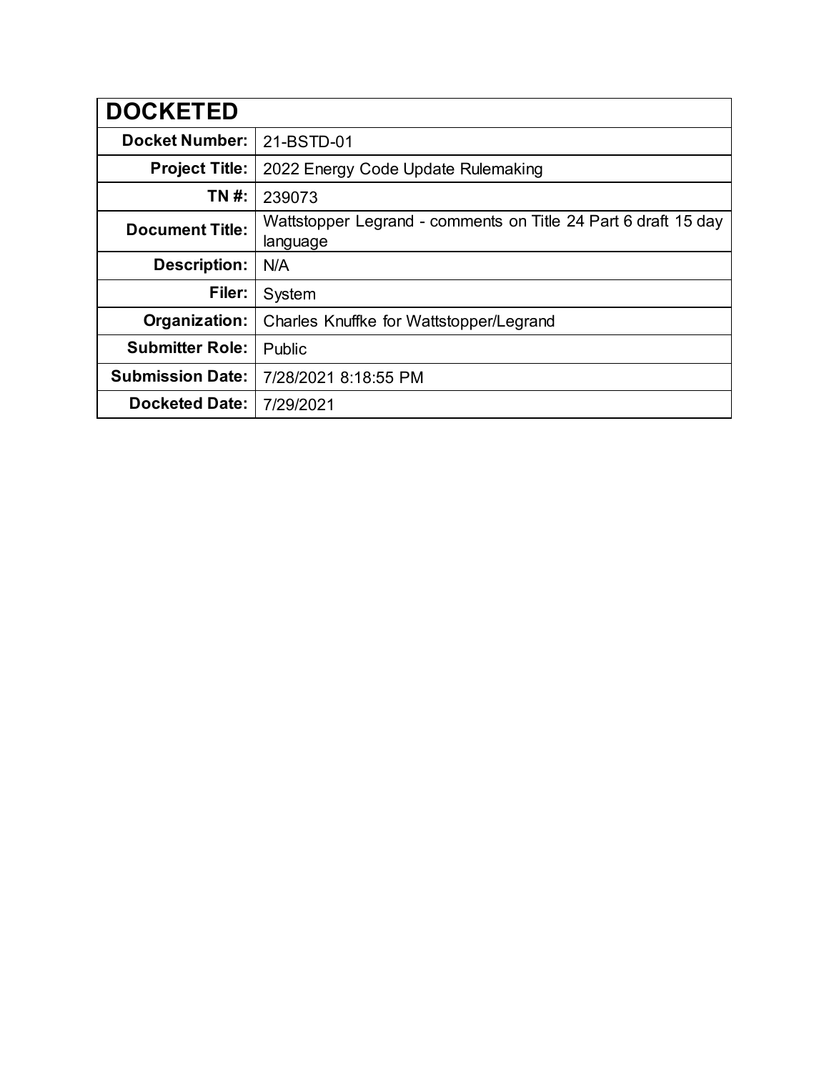| DOCKETED | |
|---|---|
| **Docket Number:** | 21-BSTD-01 |
| **Project Title:** | 2022 Energy Code Update Rulemaking |
| **TN #:** | 239073 |
| **Document Title:** | Wattstopper Legrand - comments on Title 24 Part 6 draft 15 day language |
| **Description:** | N/A |
| **Filer:** | System |
| **Organization:** | Charles Knuffke for Wattstopper/Legrand |
| **Submitter Role:** | Public |
| **Submission Date:** | 7/28/2021 8:18:55 PM |
| **Docketed Date:** | 7/29/2021 |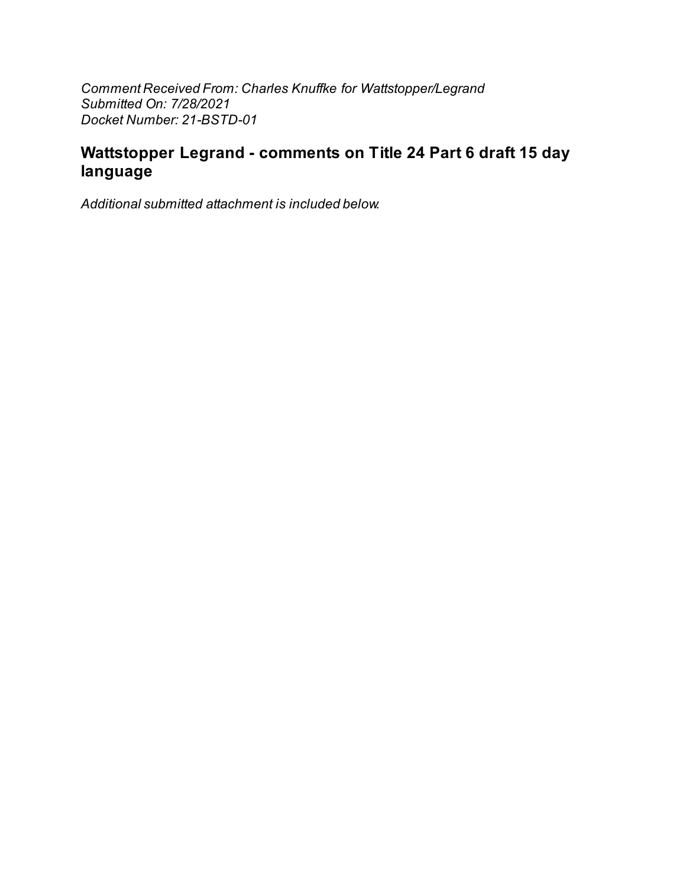*Comment Received From: Charles Knuffke for Wattstopper/Legrand*
*Submitted On: 7/28/2021*
*Docket Number: 21-BSTD-01*

## Wattstopper Legrand - comments on Title 24 Part 6 draft 15 day language

*Additional submitted attachment is included below.*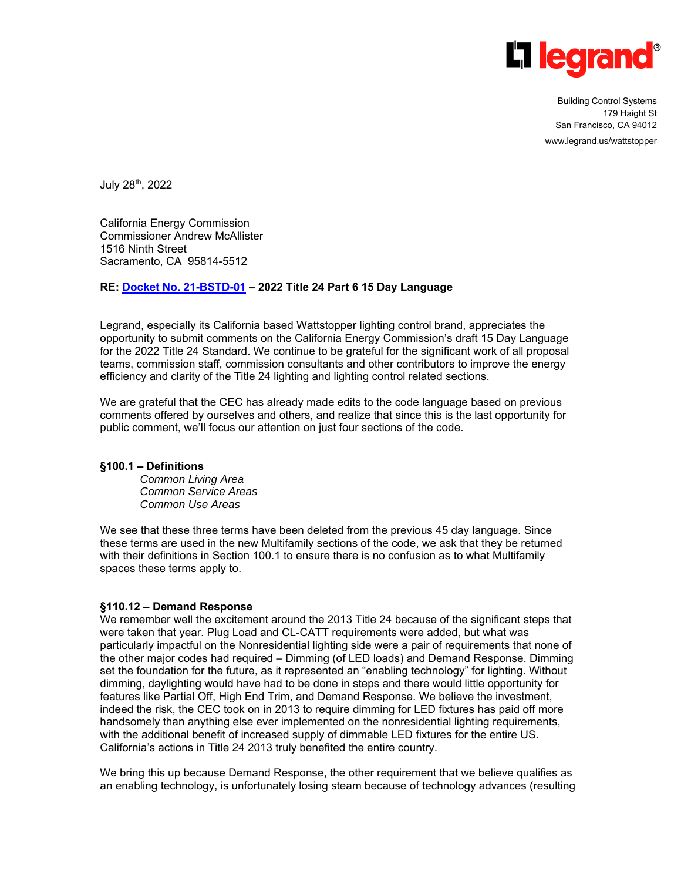Building Control Systems
179 Haight St
San Francisco, CA 94012
www.legrand.us/wattstopper

July 28th, 2022

California Energy Commission
Commissioner Andrew McAllister
1516 Ninth Street
Sacramento, CA 95814-5512

**RE: Docket No. 21-BSTD-01 – 2022 Title 24 Part 6 15 Day Language**

Legrand, especially its California based Wattstopper lighting control brand, appreciates the opportunity to submit comments on the California Energy Commission's draft 15 Day Language for the 2022 Title 24 Standard. We continue to be grateful for the significant work of all proposal teams, commission staff, commission consultants and other contributors to improve the energy efficiency and clarity of the Title 24 lighting and lighting control related sections.

We are grateful that the CEC has already made edits to the code language based on previous comments offered by ourselves and others, and realize that since this is the last opportunity for public comment, we'll focus our attention on just four sections of the code.

**§100.1 – Definitions**

*Common Living Area*
*Common Service Areas*
*Common Use Areas*

We see that these three terms have been deleted from the previous 45 day language. Since these terms are used in the new Multifamily sections of the code, we ask that they be returned with their definitions in Section 100.1 to ensure there is no confusion as to what Multifamily spaces these terms apply to.

**§110.12 – Demand Response**

We remember well the excitement around the 2013 Title 24 because of the significant steps that were taken that year. Plug Load and CL-CATT requirements were added, but what was particularly impactful on the Nonresidential lighting side were a pair of requirements that none of the other major codes had required – Dimming (of LED loads) and Demand Response. Dimming set the foundation for the future, as it represented an "enabling technology" for lighting. Without dimming, daylighting would have had to be done in steps and there would little opportunity for features like Partial Off, High End Trim, and Demand Response. We believe the investment, indeed the risk, the CEC took on in 2013 to require dimming for LED fixtures has paid off more handsomely than anything else ever implemented on the nonresidential lighting requirements, with the additional benefit of increased supply of dimmable LED fixtures for the entire US. California's actions in Title 24 2013 truly benefited the entire country.

We bring this up because Demand Response, the other requirement that we believe qualifies as an enabling technology, is unfortunately losing steam because of technology advances (resulting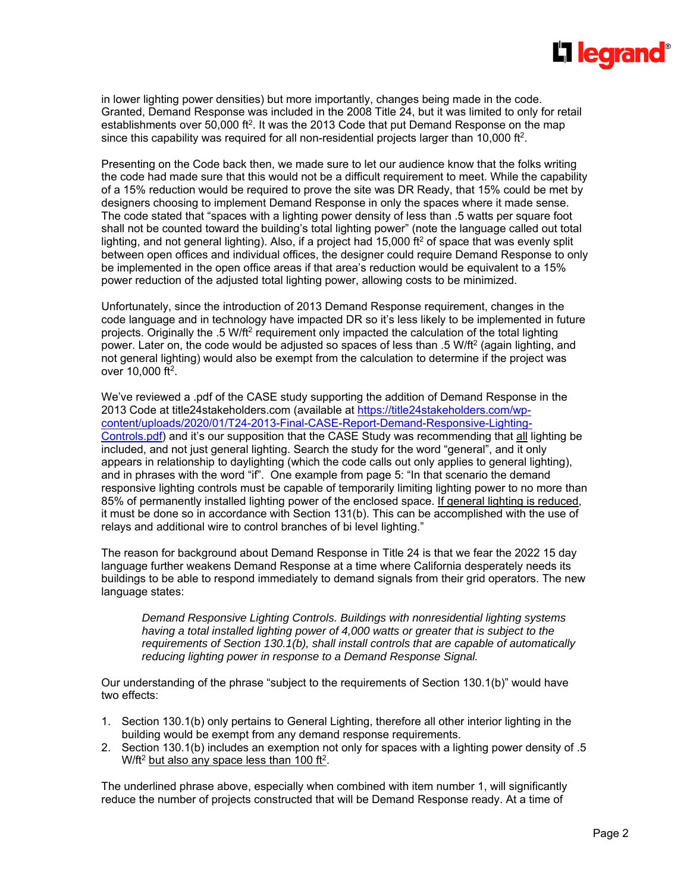in lower lighting power densities) but more importantly, changes being made in the code. Granted, Demand Response was included in the 2008 Title 24, but it was limited to only for retail establishments over 50,000 $ft^2$. It was the 2013 Code that put Demand Response on the map since this capability was required for all non-residential projects larger than 10,000 $ft^2$.

Presenting on the Code back then, we made sure to let our audience know that the folks writing the code had made sure that this would not be a difficult requirement to meet. While the capability of a 15% reduction would be required to prove the site was DR Ready, that 15% could be met by designers choosing to implement Demand Response in only the spaces where it made sense. The code stated that "spaces with a lighting power density of less than .5 watts per square foot shall not be counted toward the building's total lighting power" (note the language called out total lighting, and not general lighting). Also, if a project had 15,000 $ft^2$ of space that was evenly split between open offices and individual offices, the designer could require Demand Response to only be implemented in the open office areas if that area's reduction would be equivalent to a 15% power reduction of the adjusted total lighting power, allowing costs to be minimized.

Unfortunately, since the introduction of 2013 Demand Response requirement, changes in the code language and in technology have impacted DR so it's less likely to be implemented in future projects. Originally the .5 $W/ft^2$ requirement only impacted the calculation of the total lighting power. Later on, the code would be adjusted so spaces of less than .5 $W/ft^2$ (again lighting, and not general lighting) would also be exempt from the calculation to determine if the project was over 10,000 $ft^2$.

We've reviewed a .pdf of the CASE study supporting the addition of Demand Response in the 2013 Code at title24stakeholders.com (available at [https://title24stakeholders.com/wp-content/uploads/2020/01/T24-2013-Final-CASE-Report-Demand-Responsive-Lighting-Controls.pdf](https://title24stakeholders.com/wp-content/uploads/2020/01/T24-2013-Final-CASE-Report-Demand-Responsive-Lighting-Controls.pdf)) and it's our supposition that the CASE Study was recommending that <u>all</u> lighting be included, and not just general lighting. Search the study for the word "general", and it only appears in relationship to daylighting (which the code calls out only applies to general lighting), and in phrases with the word "if". One example from page 5: "In that scenario the demand responsive lighting controls must be capable of temporarily limiting lighting power to no more than 85% of permanently installed lighting power of the enclosed space. <u>If general lighting is reduced</u>, it must be done so in accordance with Section 131(b). This can be accomplished with the use of relays and additional wire to control branches of bi level lighting."

The reason for background about Demand Response in Title 24 is that we fear the 2022 15 day language further weakens Demand Response at a time where California desperately needs its buildings to be able to respond immediately to demand signals from their grid operators. The new language states:

> *Demand Responsive Lighting Controls. Buildings with nonresidential lighting systems having a total installed lighting power of 4,000 watts or greater that is subject to the requirements of Section 130.1(b), shall install controls that are capable of automatically reducing lighting power in response to a Demand Response Signal.*

Our understanding of the phrase "subject to the requirements of Section 130.1(b)" would have two effects:

1. Section 130.1(b) only pertains to General Lighting, therefore all other interior lighting in the building would be exempt from any demand response requirements.
2. Section 130.1(b) includes an exemption not only for spaces with a lighting power density of .5 $W/ft^2$ <u>but also any space less than 100 $ft^2$</u>.

The underlined phrase above, especially when combined with item number 1, will significantly reduce the number of projects constructed that will be Demand Response ready. At a time of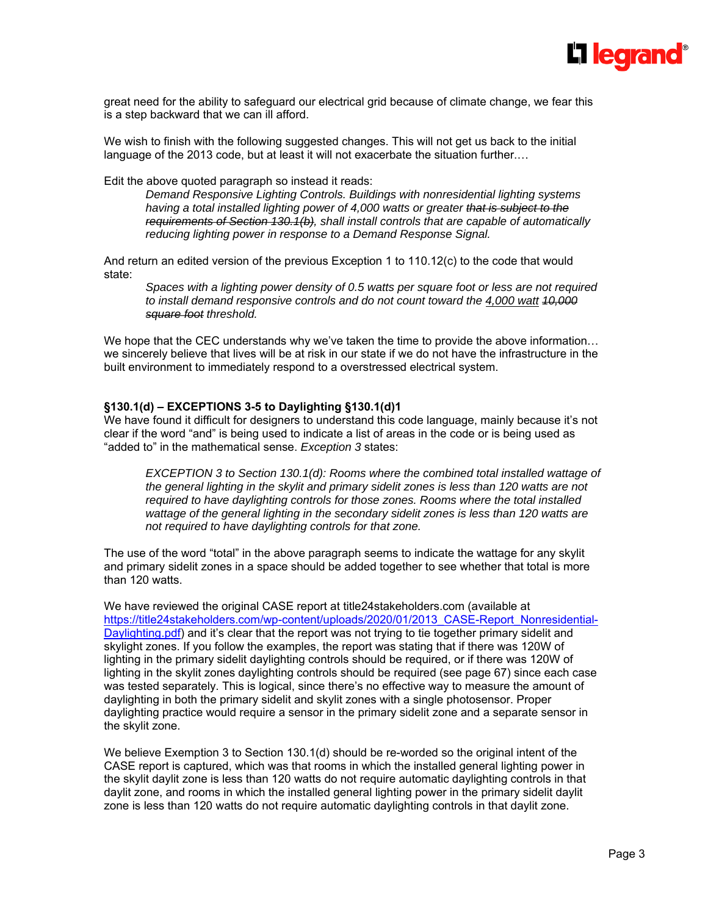great need for the ability to safeguard our electrical grid because of climate change, we fear this is a step backward that we can ill afford.

We wish to finish with the following suggested changes. This will not get us back to the initial language of the 2013 code, but at least it will not exacerbate the situation further.…

Edit the above quoted paragraph so instead it reads:

> *Demand Responsive Lighting Controls. Buildings with nonresidential lighting systems having a total installed lighting power of 4,000 watts or greater ~~that is subject to the requirements of Section 130.1(b)~~, shall install controls that are capable of automatically reducing lighting power in response to a Demand Response Signal.*

And return an edited version of the previous Exception 1 to 110.12(c) to the code that would state:

> *Spaces with a lighting power density of 0.5 watts per square foot or less are not required to install demand responsive controls and do not count toward the <u>4,000 watt</u> ~~10,000 square foot~~ threshold.*

We hope that the CEC understands why we've taken the time to provide the above information… we sincerely believe that lives will be at risk in our state if we do not have the infrastructure in the built environment to immediately respond to a overstressed electrical system.

**§130.1(d) – EXCEPTIONS 3-5 to Daylighting §130.1(d)1**

We have found it difficult for designers to understand this code language, mainly because it's not clear if the word "and" is being used to indicate a list of areas in the code or is being used as "added to" in the mathematical sense. *Exception 3* states:

> *EXCEPTION 3 to Section 130.1(d): Rooms where the combined total installed wattage of the general lighting in the skylit and primary sidelit zones is less than 120 watts are not required to have daylighting controls for those zones. Rooms where the total installed wattage of the general lighting in the secondary sidelit zones is less than 120 watts are not required to have daylighting controls for that zone.*

The use of the word "total" in the above paragraph seems to indicate the wattage for any skylit and primary sidelit zones in a space should be added together to see whether that total is more than 120 watts.

We have reviewed the original CASE report at title24stakeholders.com (available at https://title24stakeholders.com/wp-content/uploads/2020/01/2013_CASE-Report_Nonresidential-Daylighting.pdf) and it's clear that the report was not trying to tie together primary sidelit and skylight zones. If you follow the examples, the report was stating that if there was 120W of lighting in the primary sidelit daylighting controls should be required, or if there was 120W of lighting in the skylit zones daylighting controls should be required (see page 67) since each case was tested separately. This is logical, since there's no effective way to measure the amount of daylighting in both the primary sidelit and skylit zones with a single photosensor. Proper daylighting practice would require a sensor in the primary sidelit zone and a separate sensor in the skylit zone.

We believe Exemption 3 to Section 130.1(d) should be re-worded so the original intent of the CASE report is captured, which was that rooms in which the installed general lighting power in the skylit daylit zone is less than 120 watts do not require automatic daylighting controls in that daylit zone, and rooms in which the installed general lighting power in the primary sidelit daylit zone is less than 120 watts do not require automatic daylighting controls in that daylit zone.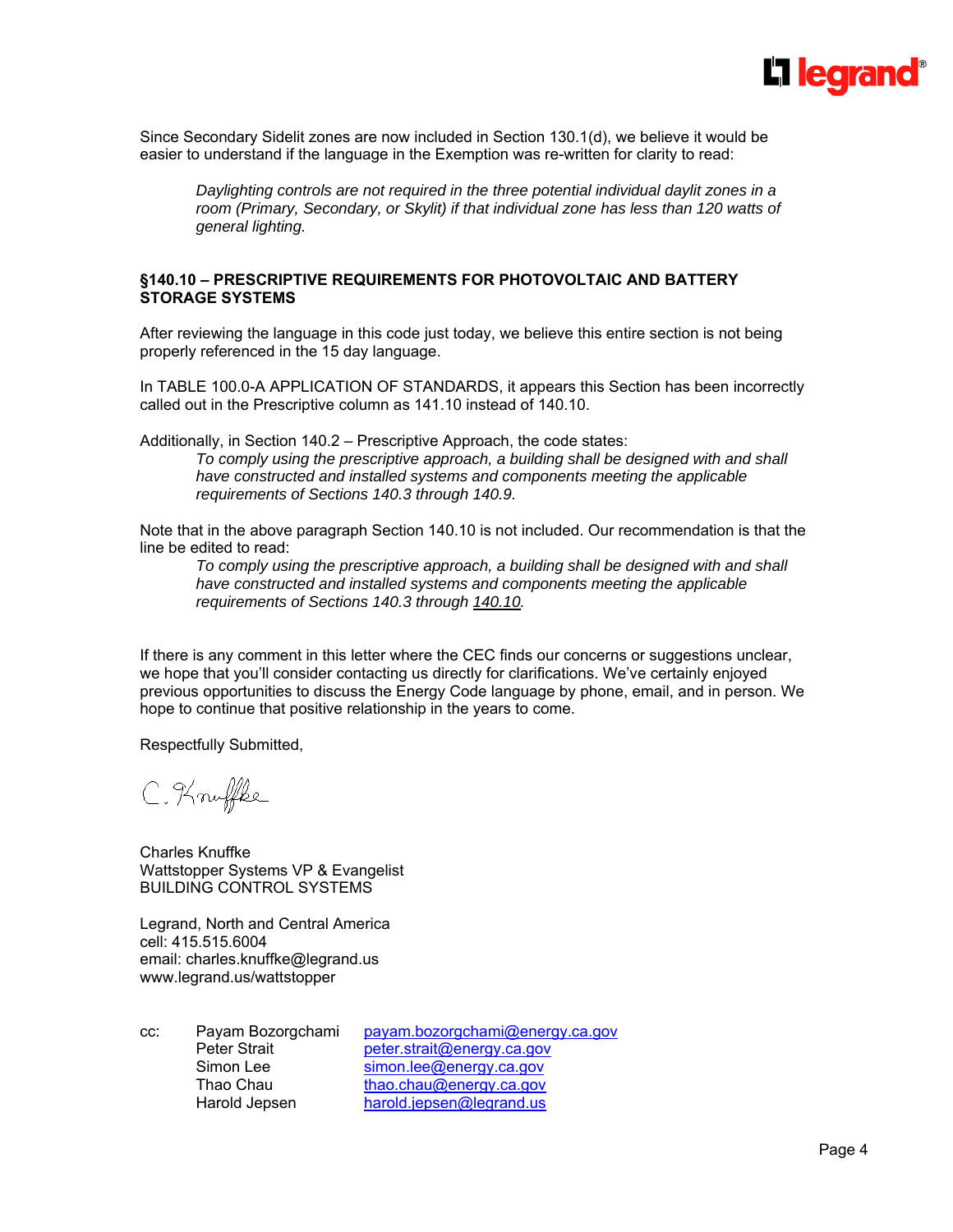Since Secondary Sidelit zones are now included in Section 130.1(d), we believe it would be easier to understand if the language in the Exemption was re-written for clarity to read:

> *Daylighting controls are not required in the three potential individual daylit zones in a room (Primary, Secondary, or Skylit) if that individual zone has less than 120 watts of general lighting.*

**§140.10 – PRESCRIPTIVE REQUIREMENTS FOR PHOTOVOLTAIC AND BATTERY STORAGE SYSTEMS**

After reviewing the language in this code just today, we believe this entire section is not being properly referenced in the 15 day language.

In TABLE 100.0-A APPLICATION OF STANDARDS, it appears this Section has been incorrectly called out in the Prescriptive column as 141.10 instead of 140.10.

Additionally, in Section 140.2 – Prescriptive Approach, the code states:

> *To comply using the prescriptive approach, a building shall be designed with and shall have constructed and installed systems and components meeting the applicable requirements of Sections 140.3 through 140.9.*

Note that in the above paragraph Section 140.10 is not included. Our recommendation is that the line be edited to read:

> *To comply using the prescriptive approach, a building shall be designed with and shall have constructed and installed systems and components meeting the applicable requirements of Sections 140.3 through <u>140.10</u>.*

If there is any comment in this letter where the CEC finds our concerns or suggestions unclear, we hope that you'll consider contacting us directly for clarifications. We've certainly enjoyed previous opportunities to discuss the Energy Code language by phone, email, and in person. We hope to continue that positive relationship in the years to come.

Respectfully Submitted,

C. Knuffke

Charles Knuffke
Wattstopper Systems VP & Evangelist
BUILDING CONTROL SYSTEMS

Legrand, North and Central America
cell: 415.515.6004
email: charles.knuffke@legrand.us
www.legrand.us/wattstopper

| | | |
|---|---|---|
| cc: | Payam Bozorgchami | payam.bozorgchami@energy.ca.gov |
| | Peter Strait | peter.strait@energy.ca.gov |
| | Simon Lee | simon.lee@energy.ca.gov |
| | Thao Chau | thao.chau@energy.ca.gov |
| | Harold Jepsen | harold.jepsen@legrand.us |